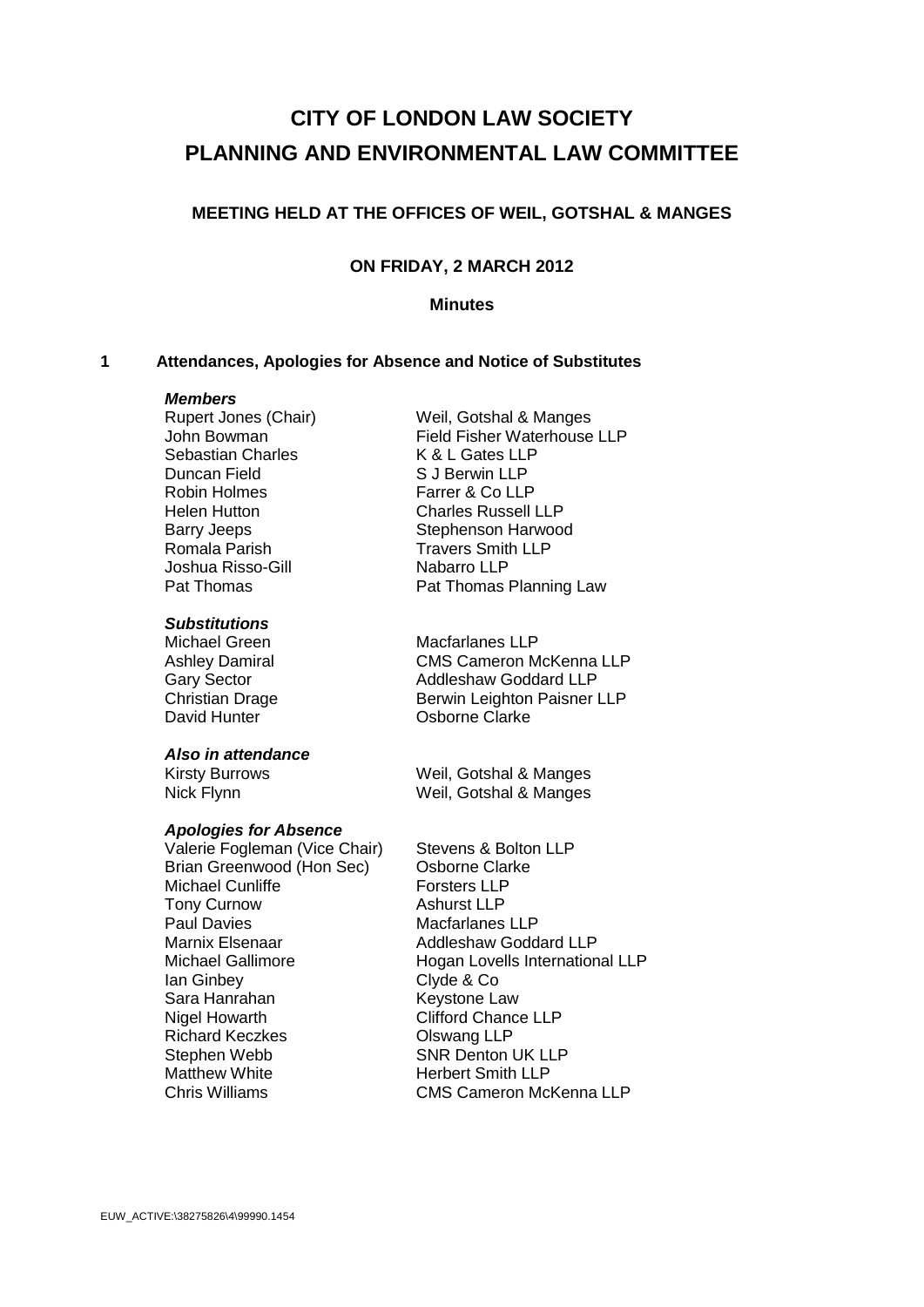# CITY OF LONDON LAW SOCIETY
# PLANNING AND ENVIRONMENTAL LAW COMMITTEE

### MEETING HELD AT THE OFFICES OF WEIL, GOTSHAL & MANGES

### ON FRIDAY, 2 MARCH 2012

### Minutes

## 1 Attendances, Apologies for Absence and Notice of Substitutes

***Members***

| | |
|---|---|
| Rupert Jones (Chair) | Weil, Gotshal & Manges |
| John Bowman | Field Fisher Waterhouse LLP |
| Sebastian Charles | K & L Gates LLP |
| Duncan Field | S J Berwin LLP |
| Robin Holmes | Farrer & Co LLP |
| Helen Hutton | Charles Russell LLP |
| Barry Jeeps | Stephenson Harwood |
| Romala Parish | Travers Smith LLP |
| Joshua Risso-Gill | Nabarro LLP |
| Pat Thomas | Pat Thomas Planning Law |

***Substitutions***

| | |
|---|---|
| Michael Green | Macfarlanes LLP |
| Ashley Damiral | CMS Cameron McKenna LLP |
| Gary Sector | Addleshaw Goddard LLP |
| Christian Drage | Berwin Leighton Paisner LLP |
| David Hunter | Osborne Clarke |

***Also in attendance***

| | |
|---|---|
| Kirsty Burrows | Weil, Gotshal & Manges |
| Nick Flynn | Weil, Gotshal & Manges |

***Apologies for Absence***

| | |
|---|---|
| Valerie Fogleman (Vice Chair) | Stevens & Bolton LLP |
| Brian Greenwood (Hon Sec) | Osborne Clarke |
| Michael Cunliffe | Forsters LLP |
| Tony Curnow | Ashurst LLP |
| Paul Davies | Macfarlanes LLP |
| Marnix Elsenaar | Addleshaw Goddard LLP |
| Michael Gallimore | Hogan Lovells International LLP |
| Ian Ginbey | Clyde & Co |
| Sara Hanrahan | Keystone Law |
| Nigel Howarth | Clifford Chance LLP |
| Richard Keczkes | Olswang LLP |
| Stephen Webb | SNR Denton UK LLP |
| Matthew White | Herbert Smith LLP |
| Chris Williams | CMS Cameron McKenna LLP |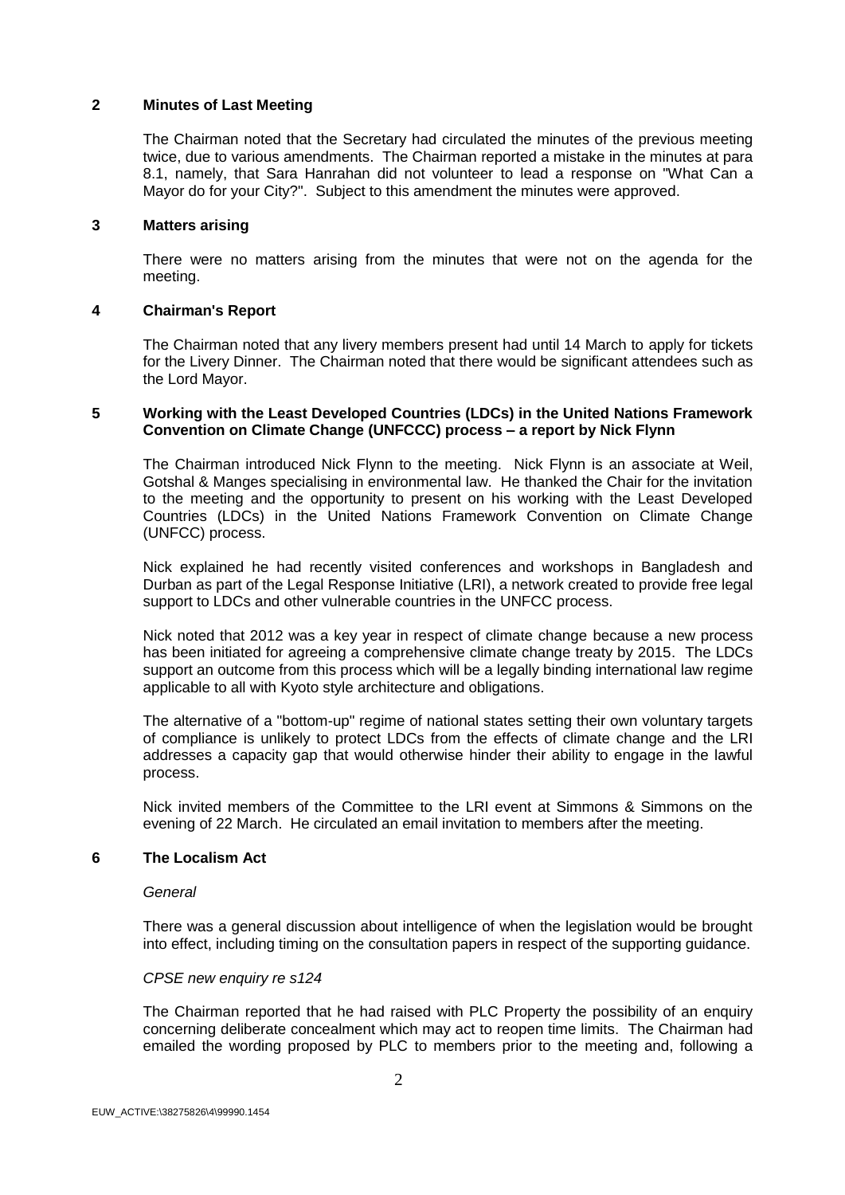## 2 Minutes of Last Meeting

The Chairman noted that the Secretary had circulated the minutes of the previous meeting twice, due to various amendments. The Chairman reported a mistake in the minutes at para 8.1, namely, that Sara Hanrahan did not volunteer to lead a response on "What Can a Mayor do for your City?". Subject to this amendment the minutes were approved.

## 3 Matters arising

There were no matters arising from the minutes that were not on the agenda for the meeting.

## 4 Chairman's Report

The Chairman noted that any livery members present had until 14 March to apply for tickets for the Livery Dinner. The Chairman noted that there would be significant attendees such as the Lord Mayor.

## 5 Working with the Least Developed Countries (LDCs) in the United Nations Framework Convention on Climate Change (UNFCCC) process – a report by Nick Flynn

The Chairman introduced Nick Flynn to the meeting. Nick Flynn is an associate at Weil, Gotshal & Manges specialising in environmental law. He thanked the Chair for the invitation to the meeting and the opportunity to present on his working with the Least Developed Countries (LDCs) in the United Nations Framework Convention on Climate Change (UNFCC) process.

Nick explained he had recently visited conferences and workshops in Bangladesh and Durban as part of the Legal Response Initiative (LRI), a network created to provide free legal support to LDCs and other vulnerable countries in the UNFCC process.

Nick noted that 2012 was a key year in respect of climate change because a new process has been initiated for agreeing a comprehensive climate change treaty by 2015. The LDCs support an outcome from this process which will be a legally binding international law regime applicable to all with Kyoto style architecture and obligations.

The alternative of a "bottom-up" regime of national states setting their own voluntary targets of compliance is unlikely to protect LDCs from the effects of climate change and the LRI addresses a capacity gap that would otherwise hinder their ability to engage in the lawful process.

Nick invited members of the Committee to the LRI event at Simmons & Simmons on the evening of 22 March. He circulated an email invitation to members after the meeting.

## 6 The Localism Act

*General*

There was a general discussion about intelligence of when the legislation would be brought into effect, including timing on the consultation papers in respect of the supporting guidance.

*CPSE new enquiry re s124*

The Chairman reported that he had raised with PLC Property the possibility of an enquiry concerning deliberate concealment which may act to reopen time limits. The Chairman had emailed the wording proposed by PLC to members prior to the meeting and, following a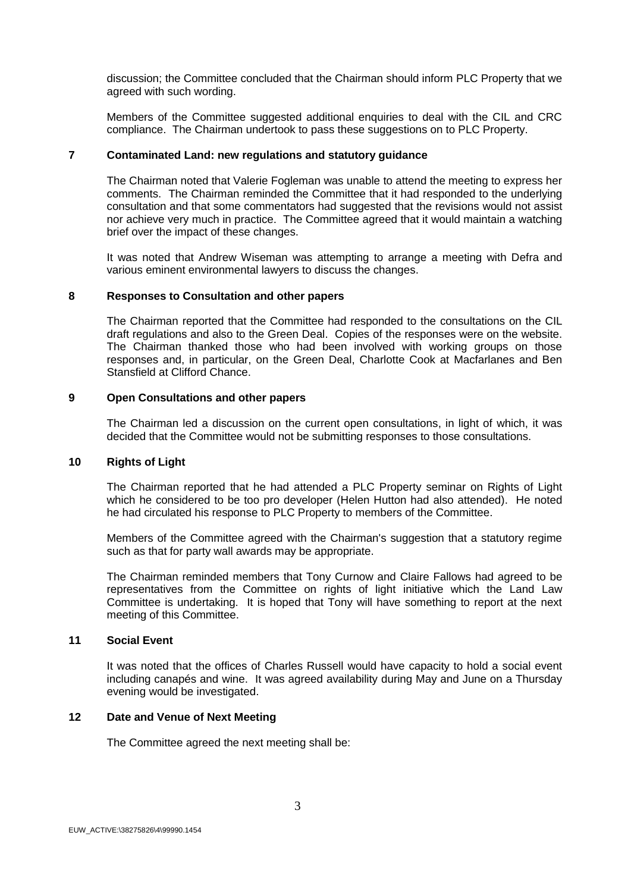discussion; the Committee concluded that the Chairman should inform PLC Property that we agreed with such wording.

Members of the Committee suggested additional enquiries to deal with the CIL and CRC compliance. The Chairman undertook to pass these suggestions on to PLC Property.

## 7 Contaminated Land: new regulations and statutory guidance

The Chairman noted that Valerie Fogleman was unable to attend the meeting to express her comments. The Chairman reminded the Committee that it had responded to the underlying consultation and that some commentators had suggested that the revisions would not assist nor achieve very much in practice. The Committee agreed that it would maintain a watching brief over the impact of these changes.

It was noted that Andrew Wiseman was attempting to arrange a meeting with Defra and various eminent environmental lawyers to discuss the changes.

## 8 Responses to Consultation and other papers

The Chairman reported that the Committee had responded to the consultations on the CIL draft regulations and also to the Green Deal. Copies of the responses were on the website. The Chairman thanked those who had been involved with working groups on those responses and, in particular, on the Green Deal, Charlotte Cook at Macfarlanes and Ben Stansfield at Clifford Chance.

## 9 Open Consultations and other papers

The Chairman led a discussion on the current open consultations, in light of which, it was decided that the Committee would not be submitting responses to those consultations.

## 10 Rights of Light

The Chairman reported that he had attended a PLC Property seminar on Rights of Light which he considered to be too pro developer (Helen Hutton had also attended). He noted he had circulated his response to PLC Property to members of the Committee.

Members of the Committee agreed with the Chairman's suggestion that a statutory regime such as that for party wall awards may be appropriate.

The Chairman reminded members that Tony Curnow and Claire Fallows had agreed to be representatives from the Committee on rights of light initiative which the Land Law Committee is undertaking. It is hoped that Tony will have something to report at the next meeting of this Committee.

## 11 Social Event

It was noted that the offices of Charles Russell would have capacity to hold a social event including canapés and wine. It was agreed availability during May and June on a Thursday evening would be investigated.

## 12 Date and Venue of Next Meeting

The Committee agreed the next meeting shall be:

EUW_ACTIVE:\38275826\4\99990.1454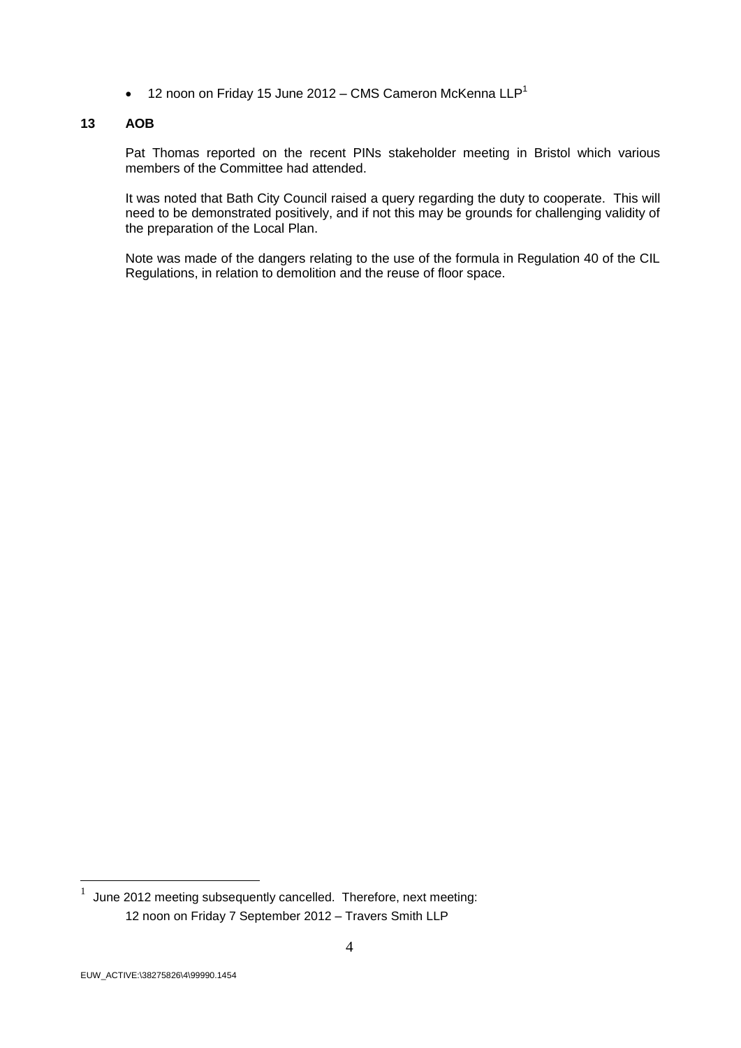- 12 noon on Friday 15 June 2012 – CMS Cameron McKenna LLP[1]

**13 AOB**

Pat Thomas reported on the recent PINs stakeholder meeting in Bristol which various members of the Committee had attended.

It was noted that Bath City Council raised a query regarding the duty to cooperate. This will need to be demonstrated positively, and if not this may be grounds for challenging validity of the preparation of the Local Plan.

Note was made of the dangers relating to the use of the formula in Regulation 40 of the CIL Regulations, in relation to demolition and the reuse of floor space.

---

[1] June 2012 meeting subsequently cancelled. Therefore, next meeting:
12 noon on Friday 7 September 2012 – Travers Smith LLP

EUW_ACTIVE:\38275826\4\99990.1454